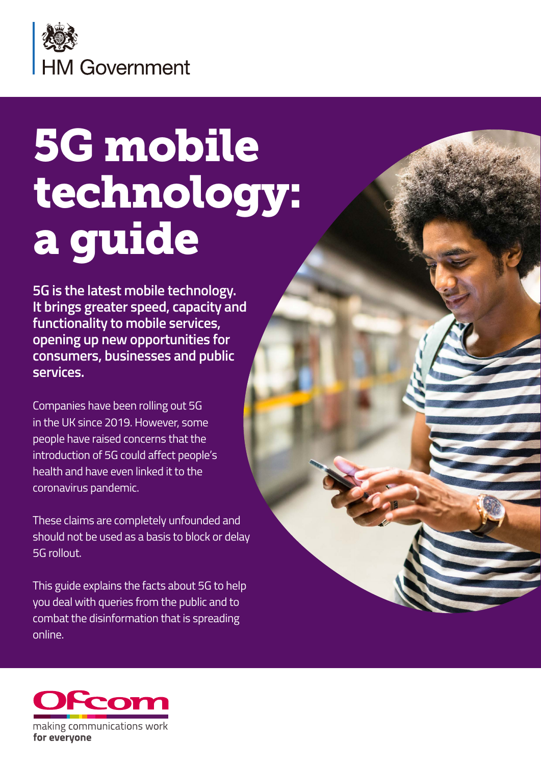HM Government

# 5G mobile technology: a guide

**5G is the latest mobile technology. It brings greater speed, capacity and functionality to mobile services, opening up new opportunities for consumers, businesses and public services.**

Companies have been rolling out 5G in the UK since 2019. However, some people have raised concerns that the introduction of 5G could affect people's health and have even linked it to the coronavirus pandemic.

These claims are completely unfounded and should not be used as a basis to block or delay 5G rollout.

This guide explains the facts about 5G to help you deal with queries from the public and to combat the disinformation that is spreading online.

Ofcom

making communications work **for everyone**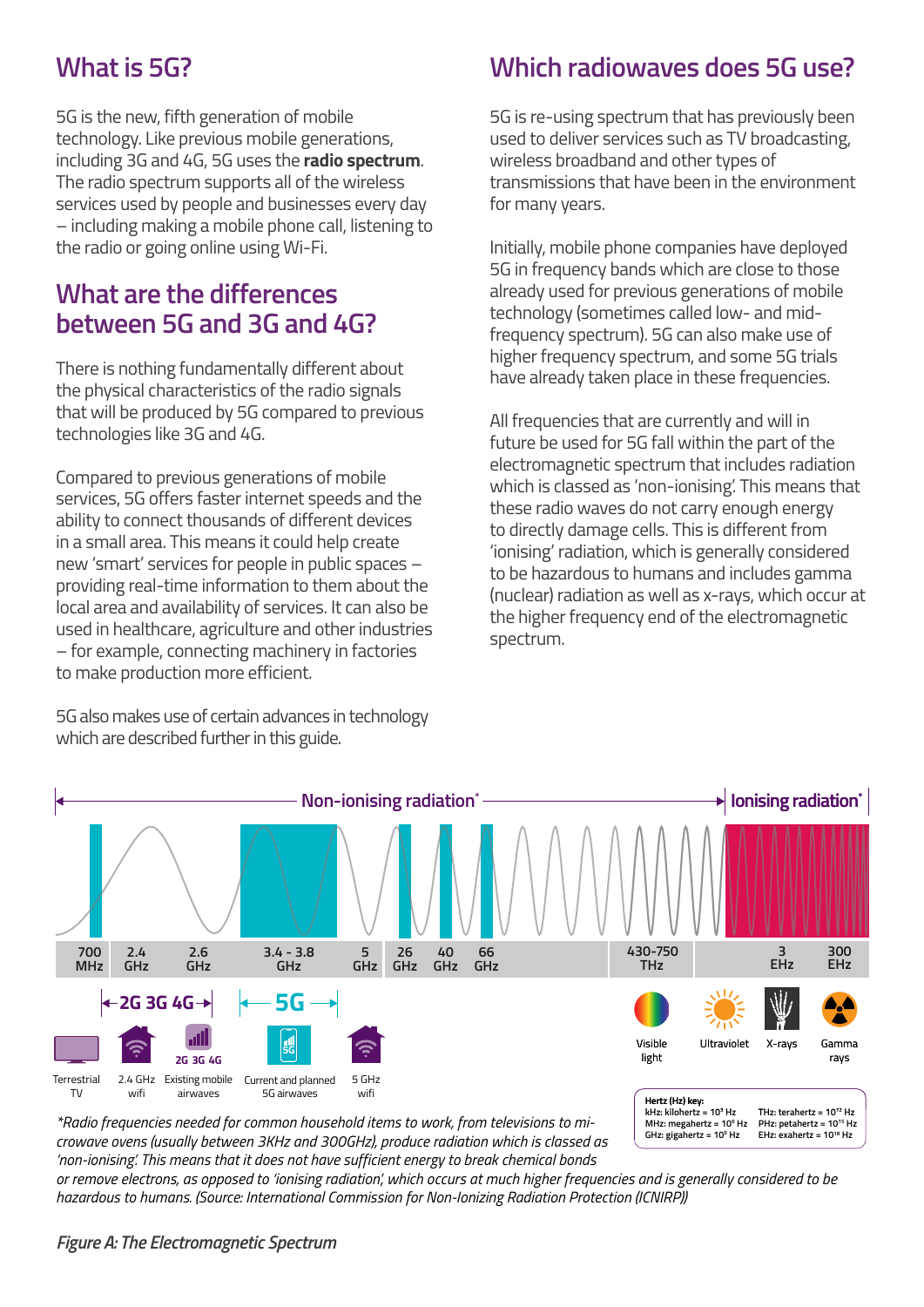## What is 5G?

5G is the new, fifth generation of mobile technology. Like previous mobile generations, including 3G and 4G, 5G uses the **radio spectrum**. The radio spectrum supports all of the wireless services used by people and businesses every day – including making a mobile phone call, listening to the radio or going online using Wi-Fi.

## What are the differences between 5G and 3G and 4G?

There is nothing fundamentally different about the physical characteristics of the radio signals that will be produced by 5G compared to previous technologies like 3G and 4G.

Compared to previous generations of mobile services, 5G offers faster internet speeds and the ability to connect thousands of different devices in a small area. This means it could help create new 'smart' services for people in public spaces – providing real-time information to them about the local area and availability of services. It can also be used in healthcare, agriculture and other industries – for example, connecting machinery in factories to make production more efficient.

5G also makes use of certain advances in technology which are described further in this guide.

## Which radiowaves does 5G use?

5G is re-using spectrum that has previously been used to deliver services such as TV broadcasting, wireless broadband and other types of transmissions that have been in the environment for many years.

Initially, mobile phone companies have deployed 5G in frequency bands which are close to those already used for previous generations of mobile technology (sometimes called low- and mid-frequency spectrum). 5G can also make use of higher frequency spectrum, and some 5G trials have already taken place in these frequencies.

All frequencies that are currently and will in future be used for 5G fall within the part of the electromagnetic spectrum that includes radiation which is classed as 'non-ionising'. This means that these radio waves do not carry enough energy to directly damage cells. This is different from 'ionising' radiation, which is generally considered to be hazardous to humans and includes gamma (nuclear) radiation as well as x-rays, which occur at the higher frequency end of the electromagnetic spectrum.

Non-ionising radiation* | Ionising radiation*

700 MHz | 2.4 GHz | 2.6 GHz | 3.4 - 3.8 GHz | 5 GHz | 26 GHz | 40 GHz | 66 GHz | 430-750 THz | 3 EHz | 300 EHz

2G 3G 4G | 5G

Terrestrial TV | 2.4 GHz wifi | Existing mobile airwaves | Current and planned 5G airwaves | 5 GHz wifi | Visible light | Ultraviolet | X-rays | Gamma rays

**Hertz (Hz) key:**
kHz: kilohertz = $10^3$ Hz
MHz: megahertz = $10^6$ Hz
GHz: gigahertz = $10^9$ Hz
THz: terahertz = $10^{12}$ Hz
PHz: petahertz = $10^{15}$ Hz
EHz: exahertz = $10^{18}$ Hz

*\*Radio frequencies needed for common household items to work, from televisions to microwave ovens (usually between 3KHz and 300GHz), produce radiation which is classed as 'non-ionising'. This means that it does not have sufficient energy to break chemical bonds or remove electrons, as opposed to 'ionising radiation', which occurs at much higher frequencies and is generally considered to be hazardous to humans. (Source: International Commission for Non-Ionizing Radiation Protection (ICNIRP))*

*Figure A: The Electromagnetic Spectrum*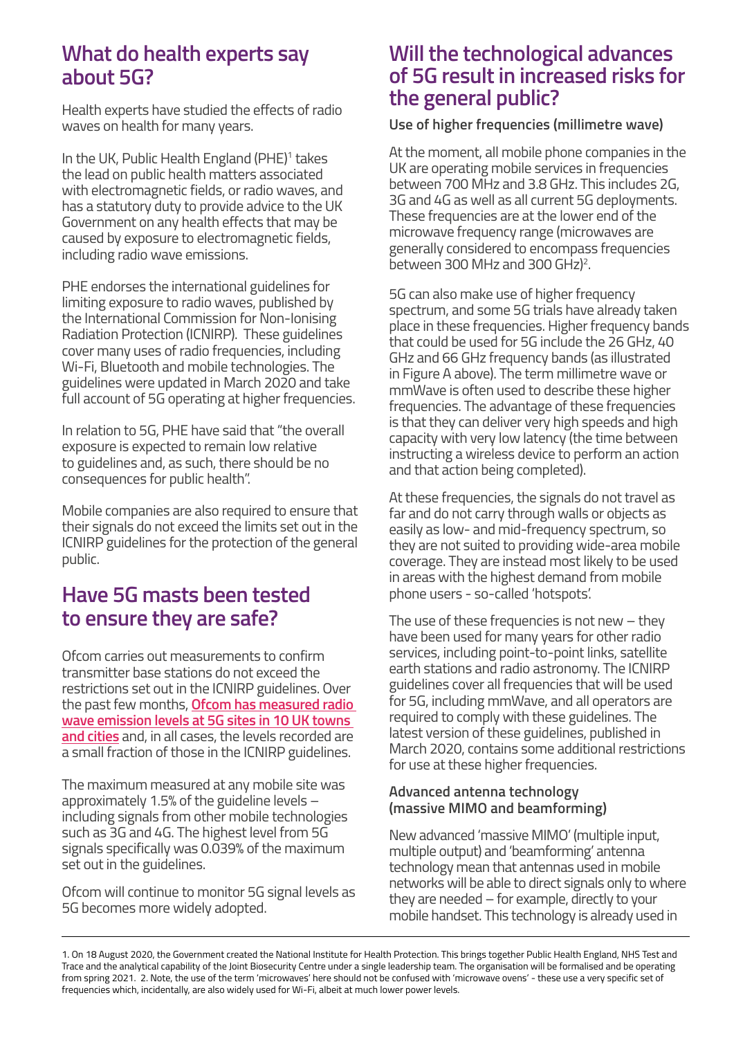## What do health experts say about 5G?

Health experts have studied the effects of radio waves on health for many years.

In the UK, Public Health England (PHE)[1] takes the lead on public health matters associated with electromagnetic fields, or radio waves, and has a statutory duty to provide advice to the UK Government on any health effects that may be caused by exposure to electromagnetic fields, including radio wave emissions.

PHE endorses the international guidelines for limiting exposure to radio waves, published by the International Commission for Non-Ionising Radiation Protection (ICNIRP). These guidelines cover many uses of radio frequencies, including Wi-Fi, Bluetooth and mobile technologies. The guidelines were updated in March 2020 and take full account of 5G operating at higher frequencies.

In relation to 5G, PHE have said that "the overall exposure is expected to remain low relative to guidelines and, as such, there should be no consequences for public health".

Mobile companies are also required to ensure that their signals do not exceed the limits set out in the ICNIRP guidelines for the protection of the general public.

## Have 5G masts been tested to ensure they are safe?

Ofcom carries out measurements to confirm transmitter base stations do not exceed the restrictions set out in the ICNIRP guidelines. Over the past few months, **Ofcom has measured radio wave emission levels at 5G sites in 10 UK towns and cities** and, in all cases, the levels recorded are a small fraction of those in the ICNIRP guidelines.

The maximum measured at any mobile site was approximately 1.5% of the guideline levels – including signals from other mobile technologies such as 3G and 4G. The highest level from 5G signals specifically was 0.039% of the maximum set out in the guidelines.

Ofcom will continue to monitor 5G signal levels as 5G becomes more widely adopted.

## Will the technological advances of 5G result in increased risks for the general public?

### Use of higher frequencies (millimetre wave)

At the moment, all mobile phone companies in the UK are operating mobile services in frequencies between 700 MHz and 3.8 GHz. This includes 2G, 3G and 4G as well as all current 5G deployments. These frequencies are at the lower end of the microwave frequency range (microwaves are generally considered to encompass frequencies between 300 MHz and 300 GHz)[2].

5G can also make use of higher frequency spectrum, and some 5G trials have already taken place in these frequencies. Higher frequency bands that could be used for 5G include the 26 GHz, 40 GHz and 66 GHz frequency bands (as illustrated in Figure A above). The term millimetre wave or mmWave is often used to describe these higher frequencies. The advantage of these frequencies is that they can deliver very high speeds and high capacity with very low latency (the time between instructing a wireless device to perform an action and that action being completed).

At these frequencies, the signals do not travel as far and do not carry through walls or objects as easily as low- and mid-frequency spectrum, so they are not suited to providing wide-area mobile coverage. They are instead most likely to be used in areas with the highest demand from mobile phone users - so-called 'hotspots'.

The use of these frequencies is not new – they have been used for many years for other radio services, including point-to-point links, satellite earth stations and radio astronomy. The ICNIRP guidelines cover all frequencies that will be used for 5G, including mmWave, and all operators are required to comply with these guidelines. The latest version of these guidelines, published in March 2020, contains some additional restrictions for use at these higher frequencies.

### Advanced antenna technology (massive MIMO and beamforming)

New advanced 'massive MIMO' (multiple input, multiple output) and 'beamforming' antenna technology mean that antennas used in mobile networks will be able to direct signals only to where they are needed – for example, directly to your mobile handset. This technology is already used in

---

1. On 18 August 2020, the Government created the National Institute for Health Protection. This brings together Public Health England, NHS Test and Trace and the analytical capability of the Joint Biosecurity Centre under a single leadership team. The organisation will be formalised and be operating from spring 2021. 2. Note, the use of the term 'microwaves' here should not be confused with 'microwave ovens' - these use a very specific set of frequencies which, incidentally, are also widely used for Wi-Fi, albeit at much lower power levels.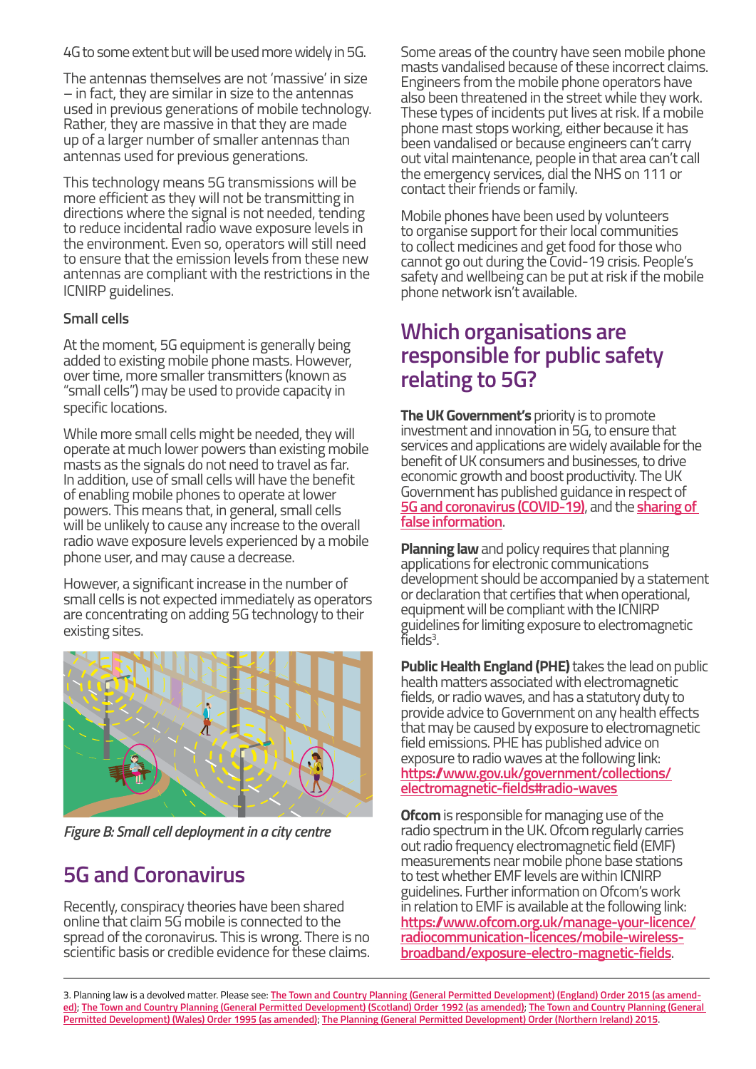4G to some extent but will be used more widely in 5G.

The antennas themselves are not 'massive' in size – in fact, they are similar in size to the antennas used in previous generations of mobile technology. Rather, they are massive in that they are made up of a larger number of smaller antennas than antennas used for previous generations.

This technology means 5G transmissions will be more efficient as they will not be transmitting in directions where the signal is not needed, tending to reduce incidental radio wave exposure levels in the environment. Even so, operators will still need to ensure that the emission levels from these new antennas are compliant with the restrictions in the ICNIRP guidelines.

### Small cells

At the moment, 5G equipment is generally being added to existing mobile phone masts. However, over time, more smaller transmitters (known as "small cells") may be used to provide capacity in specific locations.

While more small cells might be needed, they will operate at much lower powers than existing mobile masts as the signals do not need to travel as far. In addition, use of small cells will have the benefit of enabling mobile phones to operate at lower powers. This means that, in general, small cells will be unlikely to cause any increase to the overall radio wave exposure levels experienced by a mobile phone user, and may cause a decrease.

However, a significant increase in the number of small cells is not expected immediately as operators are concentrating on adding 5G technology to their existing sites.

*Figure B: Small cell deployment in a city centre*

## 5G and Coronavirus

Recently, conspiracy theories have been shared online that claim 5G mobile is connected to the spread of the coronavirus. This is wrong. There is no scientific basis or credible evidence for these claims.

Some areas of the country have seen mobile phone masts vandalised because of these incorrect claims. Engineers from the mobile phone operators have also been threatened in the street while they work. These types of incidents put lives at risk. If a mobile phone mast stops working, either because it has been vandalised or because engineers can't carry out vital maintenance, people in that area can't call the emergency services, dial the NHS on 111 or contact their friends or family.

Mobile phones have been used by volunteers to organise support for their local communities to collect medicines and get food for those who cannot go out during the Covid-19 crisis. People's safety and wellbeing can be put at risk if the mobile phone network isn't available.

## Which organisations are responsible for public safety relating to 5G?

**The UK Government's** priority is to promote investment and innovation in 5G, to ensure that services and applications are widely available for the benefit of UK consumers and businesses, to drive economic growth and boost productivity. The UK Government has published guidance in respect of 5G and coronavirus (COVID-19), and the sharing of false information.

**Planning law** and policy requires that planning applications for electronic communications development should be accompanied by a statement or declaration that certifies that when operational, equipment will be compliant with the ICNIRP guidelines for limiting exposure to electromagnetic fields[3].

**Public Health England (PHE)** takes the lead on public health matters associated with electromagnetic fields, or radio waves, and has a statutory duty to provide advice to Government on any health effects that may be caused by exposure to electromagnetic field exposures. PHE has published advice on exposure to radio waves at the following link: https://www.gov.uk/government/collections/electromagnetic-fields#radio-waves

**Ofcom** is responsible for managing use of the radio spectrum in the UK. Ofcom regularly carries out radio frequency electromagnetic field (EMF) measurements near mobile phone base stations to test whether EMF levels are within ICNIRP guidelines. Further information on Ofcom's work in relation to EMF is available at the following link: https://www.ofcom.org.uk/manage-your-licence/radiocommunication-licences/mobile-wireless-broadband/exposure-electro-magnetic-fields.

---

3. Planning law is a devolved matter. Please see: The Town and Country Planning (General Permitted Development) (England) Order 2015 (as amended); The Town and Country Planning (General Permitted Development) (Scotland) Order 1992 (as amended); The Town and Country Planning (General Permitted Development) (Wales) Order 1995 (as amended); The Planning (General Permitted Development) Order (Northern Ireland) 2015.